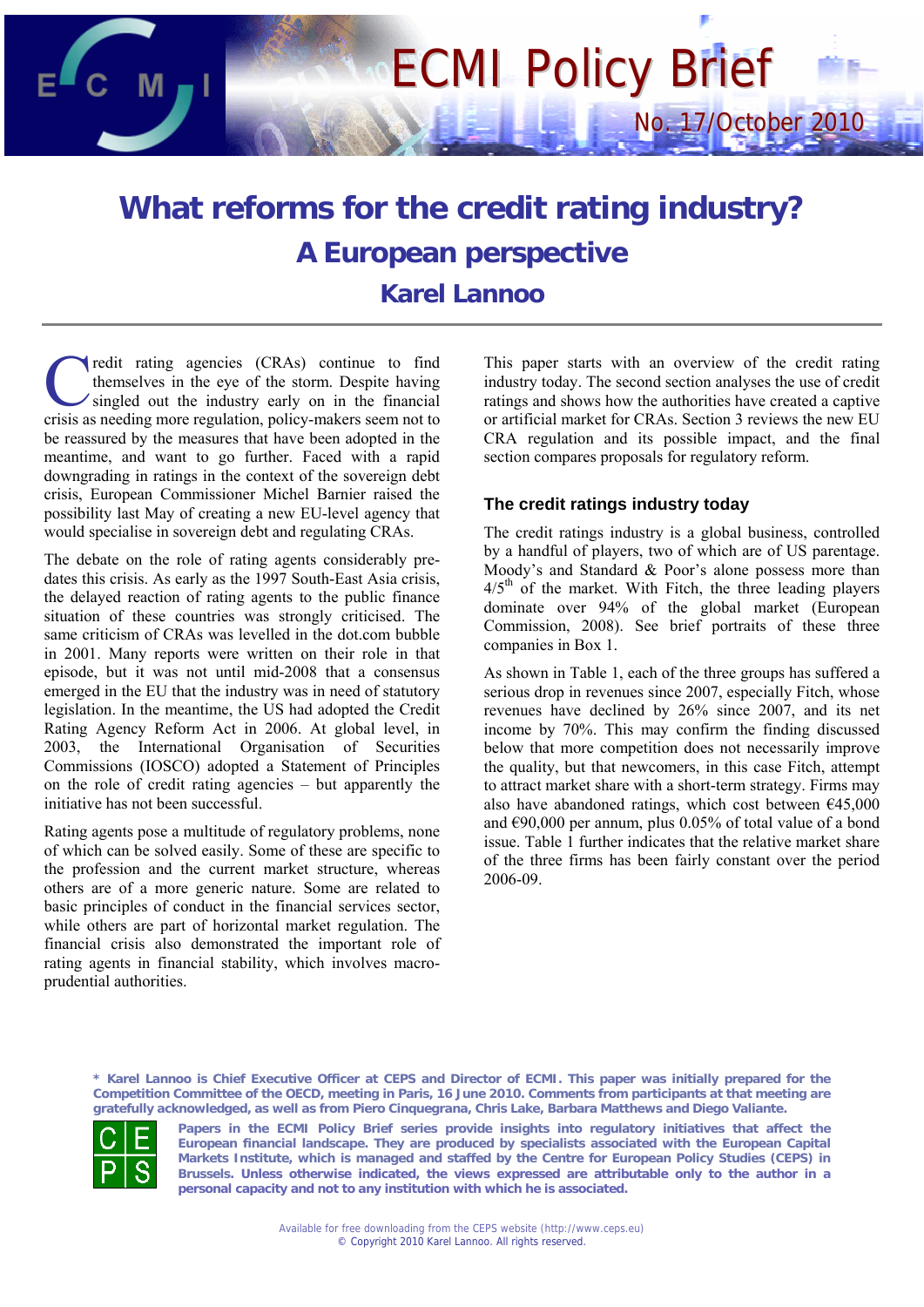# ECMI Policy Brief

No. 17/October 2010

# What reforms for the credit rating industry? A European perspective

## Karel Lannoo

Credit rating agencies (CRAs) continue to find themselves in the eye of the storm. Despite having singled out the industry early on in the financial crisis as needing more regulation, policy-makers seem not to be reassured by the measures that have been adopted in the meantime, and want to go further. Faced with a rapid downgrading in ratings in the context of the sovereign debt crisis, European Commissioner Michel Barnier raised the possibility last May of creating a new EU-level agency that would specialise in sovereign debt and regulating CRAs.

The debate on the role of rating agents considerably pre-dates this crisis. As early as the 1997 South-East Asia crisis, the delayed reaction of rating agents to the public finance situation of these countries was strongly criticised. The same criticism of CRAs was levelled in the dot.com bubble in 2001. Many reports were written on their role in that episode, but it was not until mid-2008 that a consensus emerged in the EU that the industry was in need of statutory legislation. In the meantime, the US had adopted the Credit Rating Agency Reform Act in 2006. At global level, in 2003, the International Organisation of Securities Commissions (IOSCO) adopted a Statement of Principles on the role of credit rating agencies – but apparently the initiative has not been successful.

Rating agents pose a multitude of regulatory problems, none of which can be solved easily. Some of these are specific to the profession and the current market structure, whereas others are of a more generic nature. Some are related to basic principles of conduct in the financial services sector, while others are part of horizontal market regulation. The financial crisis also demonstrated the important role of rating agents in financial stability, which involves macro-prudential authorities.

This paper starts with an overview of the credit rating industry today. The second section analyses the use of credit ratings and shows how the authorities have created a captive or artificial market for CRAs. Section 3 reviews the new EU CRA regulation and its possible impact, and the final section compares proposals for regulatory reform.

### The credit ratings industry today

The credit ratings industry is a global business, controlled by a handful of players, two of which are of US parentage. Moody's and Standard & Poor's alone possess more than 4/5[th] of the market. With Fitch, the three leading players dominate over 94% of the global market (European Commission, 2008). See brief portraits of these three companies in Box 1.

As shown in Table 1, each of the three groups has suffered a serious drop in revenues since 2007, especially Fitch, whose revenues have declined by 26% since 2007, and its net income by 70%. This may confirm the finding discussed below that more competition does not necessarily improve the quality, but that newcomers, in this case Fitch, attempt to attract market share with a short-term strategy. Firms may also have abandoned ratings, which cost between €45,000 and €90,000 per annum, plus 0.05% of total value of a bond issue. Table 1 further indicates that the relative market share of the three firms has been fairly constant over the period 2006-09.

**\* Karel Lannoo is Chief Executive Officer at CEPS and Director of ECMI. This paper was initially prepared for the Competition Committee of the OECD, meeting in Paris, 16 June 2010. Comments from participants at that meeting are gratefully acknowledged, as well as from Piero Cinquegrana, Chris Lake, Barbara Matthews and Diego Valiante.**

**Papers in the ECMI Policy Brief series provide insights into regulatory initiatives that affect the European financial landscape. They are produced by specialists associated with the European Capital Markets Institute, which is managed and staffed by the Centre for European Policy Studies (CEPS) in Brussels. Unless otherwise indicated, the views expressed are attributable only to the author in a personal capacity and not to any institution with which he is associated.**

Available for free downloading from the CEPS website (http://www.ceps.eu)
© Copyright 2010 Karel Lannoo. All rights reserved.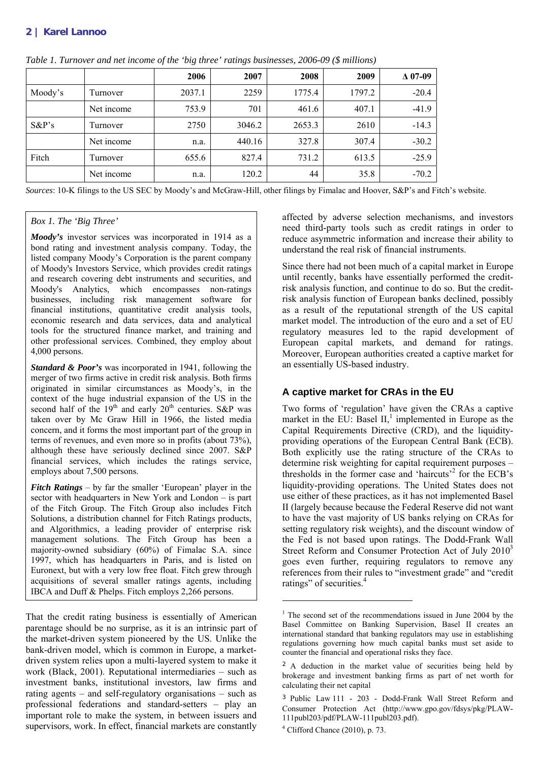*Table 1. Turnover and net income of the 'big three' ratings businesses, 2006-09 ($ millions)*

| | | 2006 | 2007 | 2008 | 2009 | Δ 07-09 |
|---|---|---|---|---|---|---|
| Moody's | Turnover | 2037.1 | 2259 | 1775.4 | 1797.2 | -20.4 |
| | Net income | 753.9 | 701 | 461.6 | 407.1 | -41.9 |
| S&P's | Turnover | 2750 | 3046.2 | 2653.3 | 2610 | -14.3 |
| | Net income | n.a. | 440.16 | 327.8 | 307.4 | -30.2 |
| Fitch | Turnover | 655.6 | 827.4 | 731.2 | 613.5 | -25.9 |
| | Net income | n.a. | 120.2 | 44 | 35.8 | -70.2 |

*Sources*: 10-K filings to the US SEC by Moody's and McGraw-Hill, other filings by Fimalac and Hoover, S&P's and Fitch's website.

*Box 1. The 'Big Three'*

***Moody's*** investor services was incorporated in 1914 as a bond rating and investment analysis company. Today, the listed company Moody's Corporation is the parent company of Moody's Investors Service, which provides credit ratings and research covering debt instruments and securities, and Moody's Analytics, which encompasses non-ratings businesses, including risk management software for financial institutions, quantitative credit analysis tools, economic research and data services, data and analytical tools for the structured finance market, and training and other professional services. Combined, they employ about 4,000 persons.

***Standard & Poor's*** was incorporated in 1941, following the merger of two firms active in credit risk analysis. Both firms originated in similar circumstances as Moody's, in the context of the huge industrial expansion of the US in the second half of the 19th and early 20th centuries. S&P was taken over by Mc Graw Hill in 1966, the listed media concern, and it forms the most important part of the group in terms of revenues, and even more so in profits (about 73%), although these have seriously declined since 2007. S&P financial services, which includes the ratings service, employs about 7,500 persons.

***Fitch Ratings*** – by far the smaller 'European' player in the sector with headquarters in New York and London – is part of the Fitch Group. The Fitch Group also includes Fitch Solutions, a distribution channel for Fitch Ratings products, and Algorithmics, a leading provider of enterprise risk management solutions. The Fitch Group has been a majority-owned subsidiary (60%) of Fimalac S.A. since 1997, which has headquarters in Paris, and is listed on Euronext, but with a very low free float. Fitch grew through acquisitions of several smaller ratings agents, including IBCA and Duff & Phelps. Fitch employs 2,266 persons.

That the credit rating business is essentially of American parentage should be no surprise, as it is an intrinsic part of the market-driven system pioneered by the US. Unlike the bank-driven model, which is common in Europe, a market-driven system relies upon a multi-layered system to make it work (Black, 2001). Reputational intermediaries – such as investment banks, institutional investors, law firms and rating agents – and self-regulatory organisations – such as professional federations and standard-setters – play an important role to make the system, in between issuers and supervisors, work. In effect, financial markets are constantly affected by adverse selection mechanisms, and investors need third-party tools such as credit ratings in order to reduce asymmetric information and increase their ability to understand the real risk of financial instruments.

Since there had not been much of a capital market in Europe until recently, banks have essentially performed the credit-risk analysis function, and continue to do so. But the credit-risk analysis function of European banks declined, possibly as a result of the reputational strength of the US capital market model. The introduction of the euro and a set of EU regulatory measures led to the rapid development of European capital markets, and demand for ratings. Moreover, European authorities created a captive market for an essentially US-based industry.

## A captive market for CRAs in the EU

Two forms of 'regulation' have given the CRAs a captive market in the EU: Basel II,[1] implemented in Europe as the Capital Requirements Directive (CRD), and the liquidity-providing operations of the European Central Bank (ECB). Both explicitly use the rating structure of the CRAs to determine risk weighting for capital requirement purposes – thresholds in the former case and 'haircuts'[2] for the ECB's liquidity-providing operations. The United States does not use either of these practices, as it has not implemented Basel II (largely because because the Federal Reserve did not want to have the vast majority of US banks relying on CRAs for setting regulatory risk weights), and the discount window of the Fed is not based upon ratings. The Dodd-Frank Wall Street Reform and Consumer Protection Act of July 2010[3] goes even further, requiring regulators to remove any references from their rules to "investment grade" and "credit ratings" of securities.[4]

[1] The second set of the recommendations issued in June 2004 by the Basel Committee on Banking Supervision, Basel II creates an international standard that banking regulators may use in establishing regulations governing how much capital banks must set aside to counter the financial and operational risks they face.

[2] A deduction in the market value of securities being held by brokerage and investment banking firms as part of net worth for calculating their net capital

[3] Public Law 111 - 203 - Dodd-Frank Wall Street Reform and Consumer Protection Act (http://www.gpo.gov/fdsys/pkg/PLAW-111publ203/pdf/PLAW-111publ203.pdf).

[4] Clifford Chance (2010), p. 73.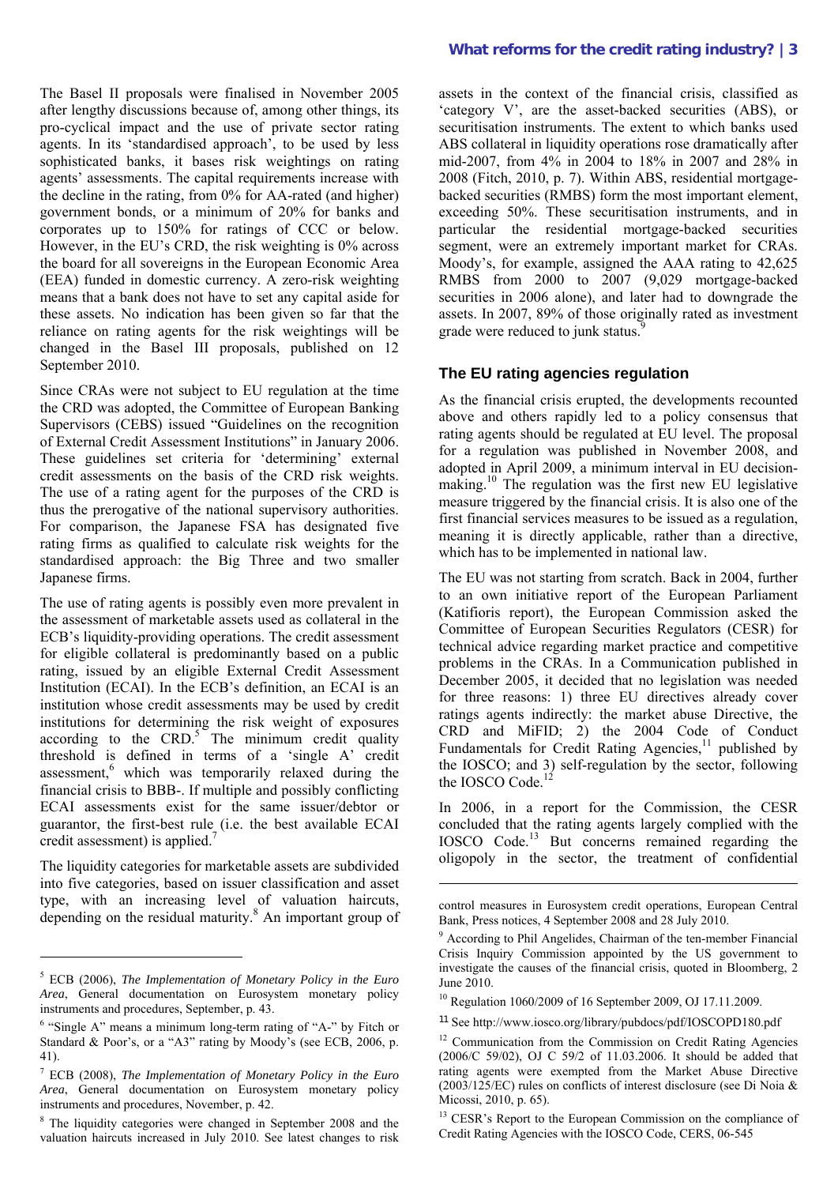The Basel II proposals were finalised in November 2005 after lengthy discussions because of, among other things, its pro-cyclical impact and the use of private sector rating agents. In its 'standardised approach', to be used by less sophisticated banks, it bases risk weightings on rating agents' assessments. The capital requirements increase with the decline in the rating, from 0% for AA-rated (and higher) government bonds, or a minimum of 20% for banks and corporates up to 150% for ratings of CCC or below. However, in the EU's CRD, the risk weighting is 0% across the board for all sovereigns in the European Economic Area (EEA) funded in domestic currency. A zero-risk weighting means that a bank does not have to set any capital aside for these assets. No indication has been given so far that the reliance on rating agents for the risk weightings will be changed in the Basel III proposals, published on 12 September 2010.

Since CRAs were not subject to EU regulation at the time the CRD was adopted, the Committee of European Banking Supervisors (CEBS) issued "Guidelines on the recognition of External Credit Assessment Institutions" in January 2006. These guidelines set criteria for 'determining' external credit assessments on the basis of the CRD risk weights. The use of a rating agent for the purposes of the CRD is thus the prerogative of the national supervisory authorities. For comparison, the Japanese FSA has designated five rating firms as qualified to calculate risk weights for the standardised approach: the Big Three and two smaller Japanese firms.

The use of rating agents is possibly even more prevalent in the assessment of marketable assets used as collateral in the ECB's liquidity-providing operations. The credit assessment for eligible collateral is predominantly based on a public rating, issued by an eligible External Credit Assessment Institution (ECAI). In the ECB's definition, an ECAI is an institution whose credit assessments may be used by credit institutions for determining the risk weight of exposures according to the CRD.[5] The minimum credit quality threshold is defined in terms of a 'single A' credit assessment,[6] which was temporarily relaxed during the financial crisis to BBB-. If multiple and possibly conflicting ECAI assessments exist for the same issuer/debtor or guarantor, the first-best rule (i.e. the best available ECAI credit assessment) is applied.[7]

The liquidity categories for marketable assets are subdivided into five categories, based on issuer classification and asset type, with an increasing level of valuation haircuts, depending on the residual maturity.[8] An important group of assets in the context of the financial crisis, classified as 'category V', are the asset-backed securities (ABS), or securitisation instruments. The extent to which banks used ABS collateral in liquidity operations rose dramatically after mid-2007, from 4% in 2004 to 18% in 2007 and 28% in 2008 (Fitch, 2010, p. 7). Within ABS, residential mortgage-backed securities (RMBS) form the most important element, exceeding 50%. These securitisation instruments, and in particular the residential mortgage-backed securities segment, were an extremely important market for CRAs. Moody's, for example, assigned the AAA rating to 42,625 RMBS from 2000 to 2007 (9,029 mortgage-backed securities in 2006 alone), and later had to downgrade the assets. In 2007, 89% of those originally rated as investment grade were reduced to junk status.[9]

## The EU rating agencies regulation

As the financial crisis erupted, the developments recounted above and others rapidly led to a policy consensus that rating agents should be regulated at EU level. The proposal for a regulation was published in November 2008, and adopted in April 2009, a minimum interval in EU decision-making.[10] The regulation was the first new EU legislative measure triggered by the financial crisis. It is also one of the first financial services measures to be issued as a regulation, meaning it is directly applicable, rather than a directive, which has to be implemented in national law.

The EU was not starting from scratch. Back in 2004, further to an own initiative report of the European Parliament (Katifioris report), the European Commission asked the Committee of European Securities Regulators (CESR) for technical advice regarding market practice and competitive problems in the CRAs. In a Communication published in December 2005, it decided that no legislation was needed for three reasons: 1) three EU directives already cover ratings agents indirectly: the market abuse Directive, the CRD and MiFID; 2) the 2004 Code of Conduct Fundamentals for Credit Rating Agencies,[11] published by the IOSCO; and 3) self-regulation by the sector, following the IOSCO Code.[12]

In 2006, in a report for the Commission, the CESR concluded that the rating agents largely complied with the IOSCO Code.[13] But concerns remained regarding the oligopoly in the sector, the treatment of confidential

---

[5] ECB (2006), *The Implementation of Monetary Policy in the Euro Area*, General documentation on Eurosystem monetary policy instruments and procedures, September, p. 43.

[6] "Single A" means a minimum long-term rating of "A-" by Fitch or Standard & Poor's, or a "A3" rating by Moody's (see ECB, 2006, p. 41).

[7] ECB (2008), *The Implementation of Monetary Policy in the Euro Area*, General documentation on Eurosystem monetary policy instruments and procedures, November, p. 42.

[8] The liquidity categories were changed in September 2008 and the valuation haircuts increased in July 2010. See latest changes to risk control measures in Eurosystem credit operations, European Central Bank, Press notices, 4 September 2008 and 28 July 2010.

[9] According to Phil Angelides, Chairman of the ten-member Financial Crisis Inquiry Commission appointed by the US government to investigate the causes of the financial crisis, quoted in Bloomberg, 2 June 2010.

[10] Regulation 1060/2009 of 16 September 2009, OJ 17.11.2009.

[11] See http://www.iosco.org/library/pubdocs/pdf/IOSCOPD180.pdf

[12] Communication from the Commission on Credit Rating Agencies (2006/C 59/02), OJ C 59/2 of 11.03.2006. It should be added that rating agents were exempted from the Market Abuse Directive (2003/125/EC) rules on conflicts of interest disclosure (see Di Noia & Micossi, 2010, p. 65).

[13] CESR's Report to the European Commission on the compliance of Credit Rating Agencies with the IOSCO Code, CERS, 06-545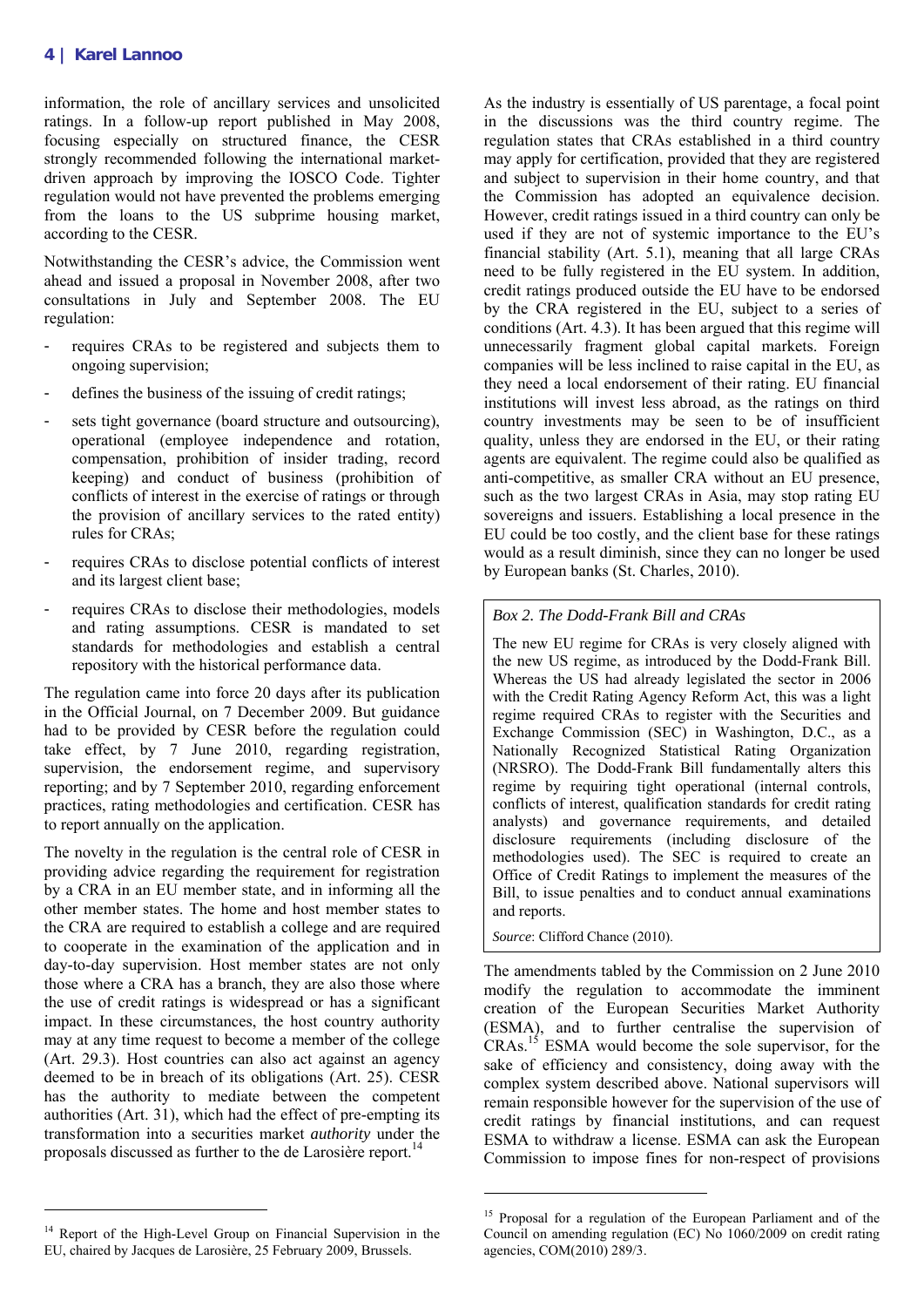information, the role of ancillary services and unsolicited ratings. In a follow-up report published in May 2008, focusing especially on structured finance, the CESR strongly recommended following the international market-driven approach by improving the IOSCO Code. Tighter regulation would not have prevented the problems emerging from the loans to the US subprime housing market, according to the CESR.

Notwithstanding the CESR's advice, the Commission went ahead and issued a proposal in November 2008, after two consultations in July and September 2008. The EU regulation:

- requires CRAs to be registered and subjects them to ongoing supervision;
- defines the business of the issuing of credit ratings;
- sets tight governance (board structure and outsourcing), operational (employee independence and rotation, compensation, prohibition of insider trading, record keeping) and conduct of business (prohibition of conflicts of interest in the exercise of ratings or through the provision of ancillary services to the rated entity) rules for CRAs;
- requires CRAs to disclose potential conflicts of interest and its largest client base;
- requires CRAs to disclose their methodologies, models and rating assumptions. CESR is mandated to set standards for methodologies and establish a central repository with the historical performance data.

The regulation came into force 20 days after its publication in the Official Journal, on 7 December 2009. But guidance had to be provided by CESR before the regulation could take effect, by 7 June 2010, regarding registration, supervision, the endorsement regime, and supervisory reporting; and by 7 September 2010, regarding enforcement practices, rating methodologies and certification. CESR has to report annually on the application.

The novelty in the regulation is the central role of CESR in providing advice regarding the requirement for registration by a CRA in an EU member state, and in informing all the other member states. The home and host member states to the CRA are required to establish a college and are required to cooperate in the examination of the application and in day-to-day supervision. Host member states are not only those where a CRA has a branch, they are also those where the use of credit ratings is widespread or has a significant impact. In these circumstances, the host country authority may at any time request to become a member of the college (Art. 29.3). Host countries can also act against an agency deemed to be in breach of its obligations (Art. 25). CESR has the authority to mediate between the competent authorities (Art. 31), which had the effect of pre-empting its transformation into a securities market *authority* under the proposals discussed as further to the de Larosière report.[14]

As the industry is essentially of US parentage, a focal point in the discussions was the third country regime. The regulation states that CRAs established in a third country may apply for certification, provided that they are registered and subject to supervision in their home country, and that the Commission has adopted an equivalence decision. However, credit ratings issued in a third country can only be used if they are not of systemic importance to the EU's financial stability (Art. 5.1), meaning that all large CRAs need to be fully registered in the EU system. In addition, credit ratings produced outside the EU have to be endorsed by the CRA registered in the EU, subject to a series of conditions (Art. 4.3). It has been argued that this regime will unnecessarily fragment global capital markets. Foreign companies will be less inclined to raise capital in the EU, as they need a local endorsement of their rating. EU financial institutions will invest less abroad, as the ratings on third country investments may be seen to be of insufficient quality, unless they are endorsed in the EU, or their rating agents are equivalent. The regime could also be qualified as anti-competitive, as smaller CRA without an EU presence, such as the two largest CRAs in Asia, may stop rating EU sovereigns and issuers. Establishing a local presence in the EU could be too costly, and the client base for these ratings would as a result diminish, since they can no longer be used by European banks (St. Charles, 2010).

> *Box 2. The Dodd-Frank Bill and CRAs*
>
> The new EU regime for CRAs is very closely aligned with the new US regime, as introduced by the Dodd-Frank Bill. Whereas the US had already legislated the sector in 2006 with the Credit Rating Agency Reform Act, this was a light regime required CRAs to register with the Securities and Exchange Commission (SEC) in Washington, D.C., as a Nationally Recognized Statistical Rating Organization (NRSRO). The Dodd-Frank Bill fundamentally alters this regime by requiring tight operational (internal controls, conflicts of interest, qualification standards for credit rating analysts) and governance requirements, and detailed disclosure requirements (including disclosure of the methodologies used). The SEC is required to create an Office of Credit Ratings to implement the measures of the Bill, to issue penalties and to conduct annual examinations and reports.
>
> *Source*: Clifford Chance (2010).

The amendments tabled by the Commission on 2 June 2010 modify the regulation to accommodate the imminent creation of the European Securities Market Authority (ESMA), and to further centralise the supervision of CRAs.[15] ESMA would become the sole supervisor, for the sake of efficiency and consistency, doing away with the complex system described above. National supervisors will remain responsible however for the supervision of the use of credit ratings by financial institutions, and can request ESMA to withdraw a license. ESMA can ask the European Commission to impose fines for non-respect of provisions

---

[14] Report of the High-Level Group on Financial Supervision in the EU, chaired by Jacques de Larosière, 25 February 2009, Brussels.

[15] Proposal for a regulation of the European Parliament and of the Council on amending regulation (EC) No 1060/2009 on credit rating agencies, COM(2010) 289/3.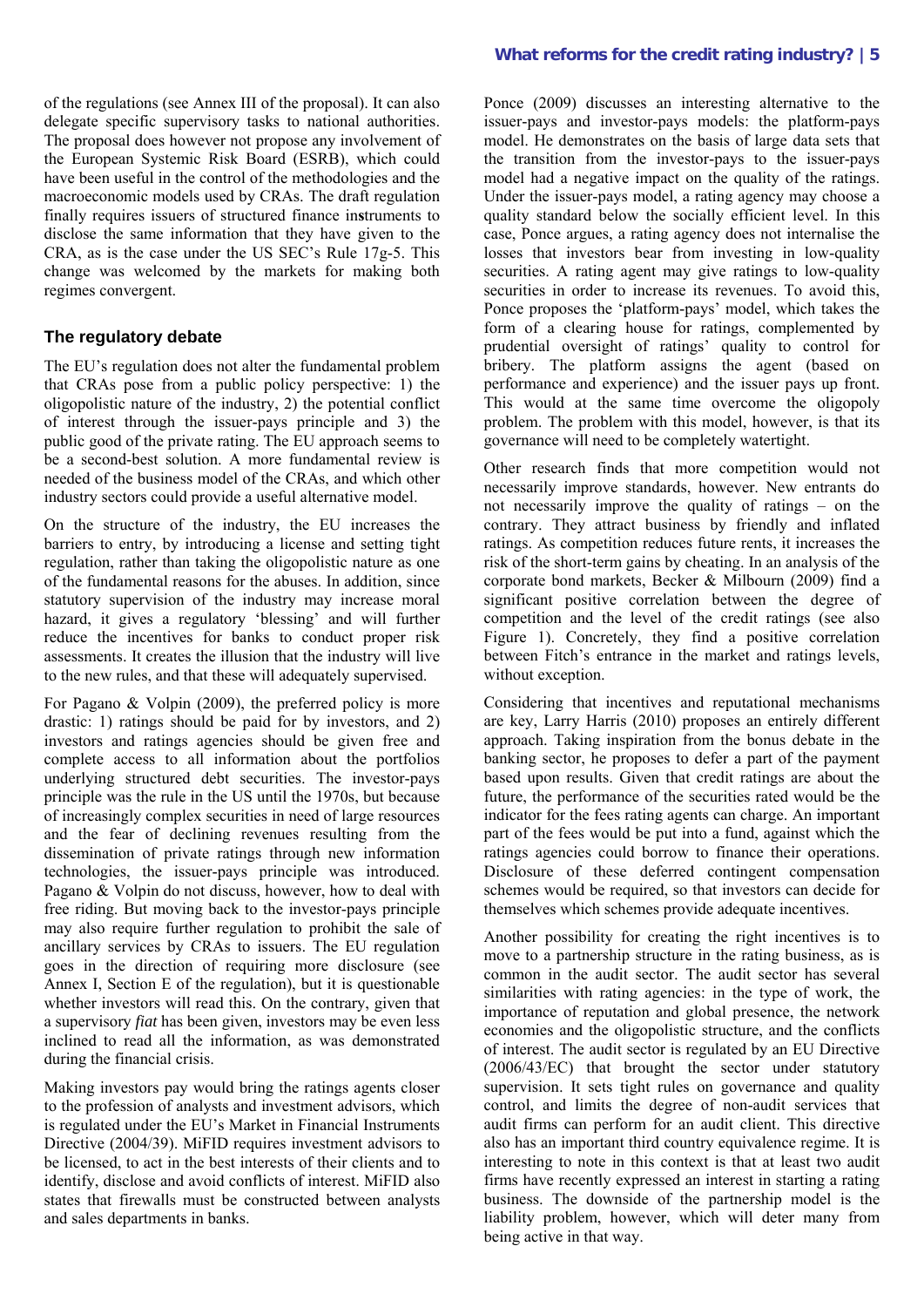of the regulations (see Annex III of the proposal). It can also delegate specific supervisory tasks to national authorities. The proposal does however not propose any involvement of the European Systemic Risk Board (ESRB), which could have been useful in the control of the methodologies and the macroeconomic models used by CRAs. The draft regulation finally requires issuers of structured finance instruments to disclose the same information that they have given to the CRA, as is the case under the US SEC's Rule 17g-5. This change was welcomed by the markets for making both regimes convergent.

## The regulatory debate

The EU's regulation does not alter the fundamental problem that CRAs pose from a public policy perspective: 1) the oligopolistic nature of the industry, 2) the potential conflict of interest through the issuer-pays principle and 3) the public good of the private rating. The EU approach seems to be a second-best solution. A more fundamental review is needed of the business model of the CRAs, and which other industry sectors could provide a useful alternative model.

On the structure of the industry, the EU increases the barriers to entry, by introducing a license and setting tight regulation, rather than taking the oligopolistic nature as one of the fundamental reasons for the abuses. In addition, since statutory supervision of the industry may increase moral hazard, it gives a regulatory 'blessing' and will further reduce the incentives for banks to conduct proper risk assessments. It creates the illusion that the industry will live to the new rules, and that these will adequately supervised.

For Pagano & Volpin (2009), the preferred policy is more drastic: 1) ratings should be paid for by investors, and 2) investors and ratings agencies should be given free and complete access to all information about the portfolios underlying structured debt securities. The investor-pays principle was the rule in the US until the 1970s, but because of increasingly complex securities in need of large resources and the fear of declining revenues resulting from the dissemination of private ratings through new information technologies, the issuer-pays principle was introduced. Pagano & Volpin do not discuss, however, how to deal with free riding. But moving back to the investor-pays principle may also require further regulation to prohibit the sale of ancillary services by CRAs to issuers. The EU regulation goes in the direction of requiring more disclosure (see Annex I, Section E of the regulation), but it is questionable whether investors will read this. On the contrary, given that a supervisory *fiat* has been given, investors may be even less inclined to read all the information, as was demonstrated during the financial crisis.

Making investors pay would bring the ratings agents closer to the profession of analysts and investment advisors, which is regulated under the EU's Market in Financial Instruments Directive (2004/39). MiFID requires investment advisors to be licensed, to act in the best interests of their clients and to identify, disclose and avoid conflicts of interest. MiFID also states that firewalls must be constructed between analysts and sales departments in banks.

Ponce (2009) discusses an interesting alternative to the issuer-pays and investor-pays models: the platform-pays model. He demonstrates on the basis of large data sets that the transition from the investor-pays to the issuer-pays model had a negative impact on the quality of the ratings. Under the issuer-pays model, a rating agency may choose a quality standard below the socially efficient level. In this case, Ponce argues, a rating agency does not internalise the losses that investors bear from investing in low-quality securities. A rating agent may give ratings to low-quality securities in order to increase its revenues. To avoid this, Ponce proposes the 'platform-pays' model, which takes the form of a clearing house for ratings, complemented by prudential oversight of ratings' quality to control for bribery. The platform assigns the agent (based on performance and experience) and the issuer pays up front. This would at the same time overcome the oligopoly problem. The problem with this model, however, is that its governance will need to be completely watertight.

Other research finds that more competition would not necessarily improve standards, however. New entrants do not necessarily improve the quality of ratings – on the contrary. They attract business by friendly and inflated ratings. As competition reduces future rents, it increases the risk of the short-term gains by cheating. In an analysis of the corporate bond markets, Becker & Milbourn (2009) find a significant positive correlation between the degree of competition and the level of the credit ratings (see also Figure 1). Concretely, they find a positive correlation between Fitch's entrance in the market and ratings levels, without exception.

Considering that incentives and reputational mechanisms are key, Larry Harris (2010) proposes an entirely different approach. Taking inspiration from the bonus debate in the banking sector, he proposes to defer a part of the payment based upon results. Given that credit ratings are about the future, the performance of the securities rated would be the indicator for the fees rating agents can charge. An important part of the fees would be put into a fund, against which the ratings agencies could borrow to finance their operations. Disclosure of these deferred contingent compensation schemes would be required, so that investors can decide for themselves which schemes provide adequate incentives.

Another possibility for creating the right incentives is to move to a partnership structure in the rating business, as is common in the audit sector. The audit sector has several similarities with rating agencies: in the type of work, the importance of reputation and global presence, the network economies and the oligopolistic structure, and the conflicts of interest. The audit sector is regulated by an EU Directive (2006/43/EC) that brought the sector under statutory supervision. It sets tight rules on governance and quality control, and limits the degree of non-audit services that audit firms can perform for an audit client. This directive also has an important third country equivalence regime. It is interesting to note in this context is that at least two audit firms have recently expressed an interest in starting a rating business. The downside of the partnership model is the liability problem, however, which will deter many from being active in that way.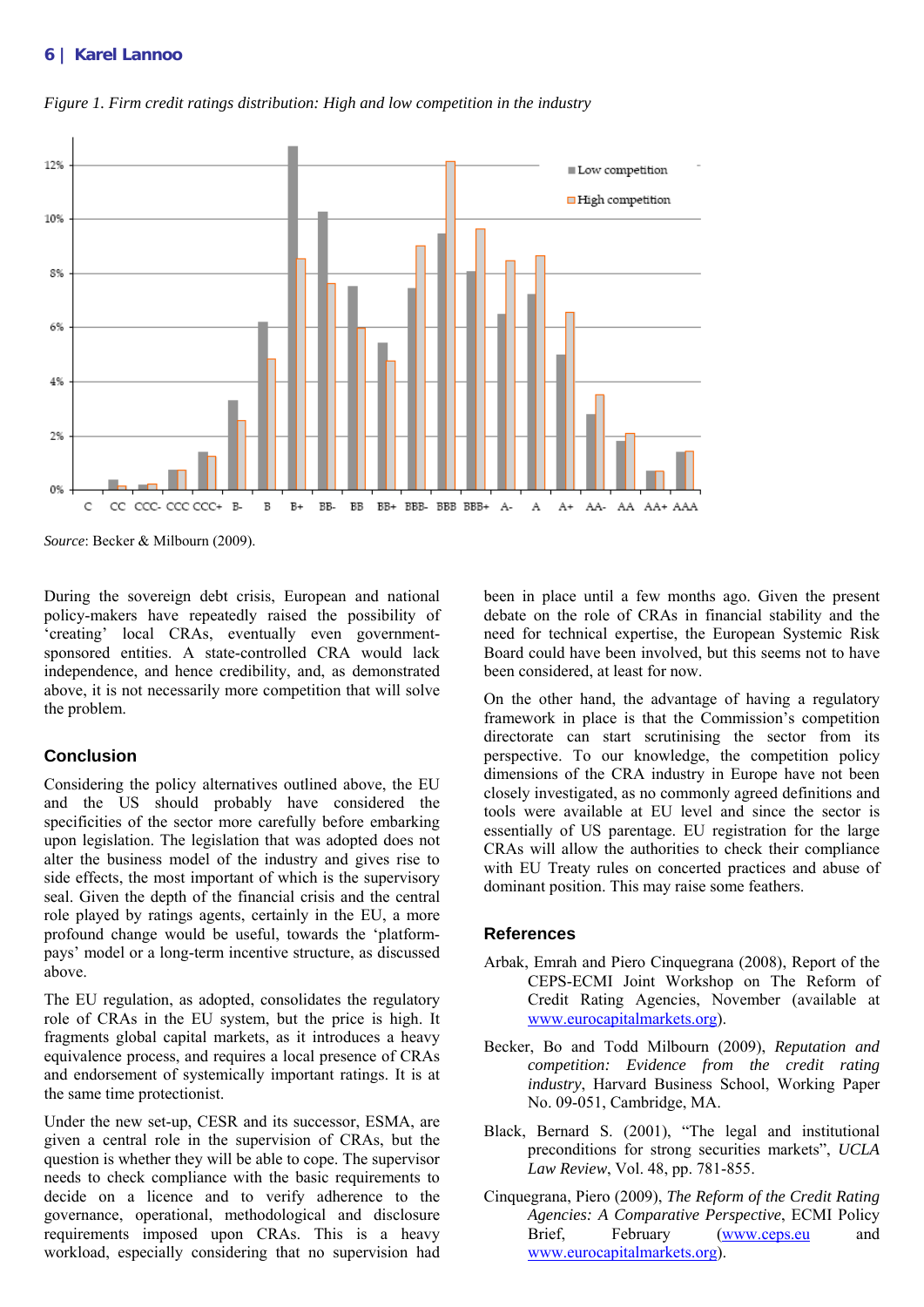*Figure 1. Firm credit ratings distribution: High and low competition in the industry*

*Source*: Becker & Milbourn (2009).

During the sovereign debt crisis, European and national policy-makers have repeatedly raised the possibility of 'creating' local CRAs, eventually even government-sponsored entities. A state-controlled CRA would lack independence, and hence credibility, and, as demonstrated above, it is not necessarily more competition that will solve the problem.

## Conclusion

Considering the policy alternatives outlined above, the EU and the US should probably have considered the specificities of the sector more carefully before embarking upon legislation. The legislation that was adopted does not alter the business model of the industry and gives rise to side effects, the most important of which is the supervisory seal. Given the depth of the financial crisis and the central role played by ratings agents, certainly in the EU, a more profound change would be useful, towards the 'platform-pays' model or a long-term incentive structure, as discussed above.

The EU regulation, as adopted, consolidates the regulatory role of CRAs in the EU system, but the price is high. It fragments global capital markets, as it introduces a heavy equivalence process, and requires a local presence of CRAs and endorsement of systemically important ratings. It is at the same time protectionist.

Under the new set-up, CESR and its successor, ESMA, are given a central role in the supervision of CRAs, but the question is whether they will be able to cope. The supervisor needs to check compliance with the basic requirements to decide on a licence and to verify adherence to the governance, operational, methodological and disclosure requirements imposed upon CRAs. This is a heavy workload, especially considering that no supervision had been in place until a few months ago. Given the present debate on the role of CRAs in financial stability and the need for technical expertise, the European Systemic Risk Board could have been involved, but this seems not to have been considered, at least for now.

On the other hand, the advantage of having a regulatory framework in place is that the Commission's competition directorate can start scrutinising the sector from its perspective. To our knowledge, the competition policy dimensions of the CRA industry in Europe have not been closely investigated, as no commonly agreed definitions and tools were available at EU level and since the sector is essentially of US parentage. EU registration for the large CRAs will allow the authorities to check their compliance with EU Treaty rules on concerted practices and abuse of dominant position. This may raise some feathers.

## References

Arbak, Emrah and Piero Cinquegrana (2008), Report of the CEPS-ECMI Joint Workshop on The Reform of Credit Rating Agencies, November (available at www.eurocapitalmarkets.org).

Becker, Bo and Todd Milbourn (2009), *Reputation and competition: Evidence from the credit rating industry*, Harvard Business School, Working Paper No. 09-051, Cambridge, MA.

Black, Bernard S. (2001), "The legal and institutional preconditions for strong securities markets", *UCLA Law Review*, Vol. 48, pp. 781-855.

Cinquegrana, Piero (2009), *The Reform of the Credit Rating Agencies: A Comparative Perspective*, ECMI Policy Brief, February (www.ceps.eu and www.eurocapitalmarkets.org).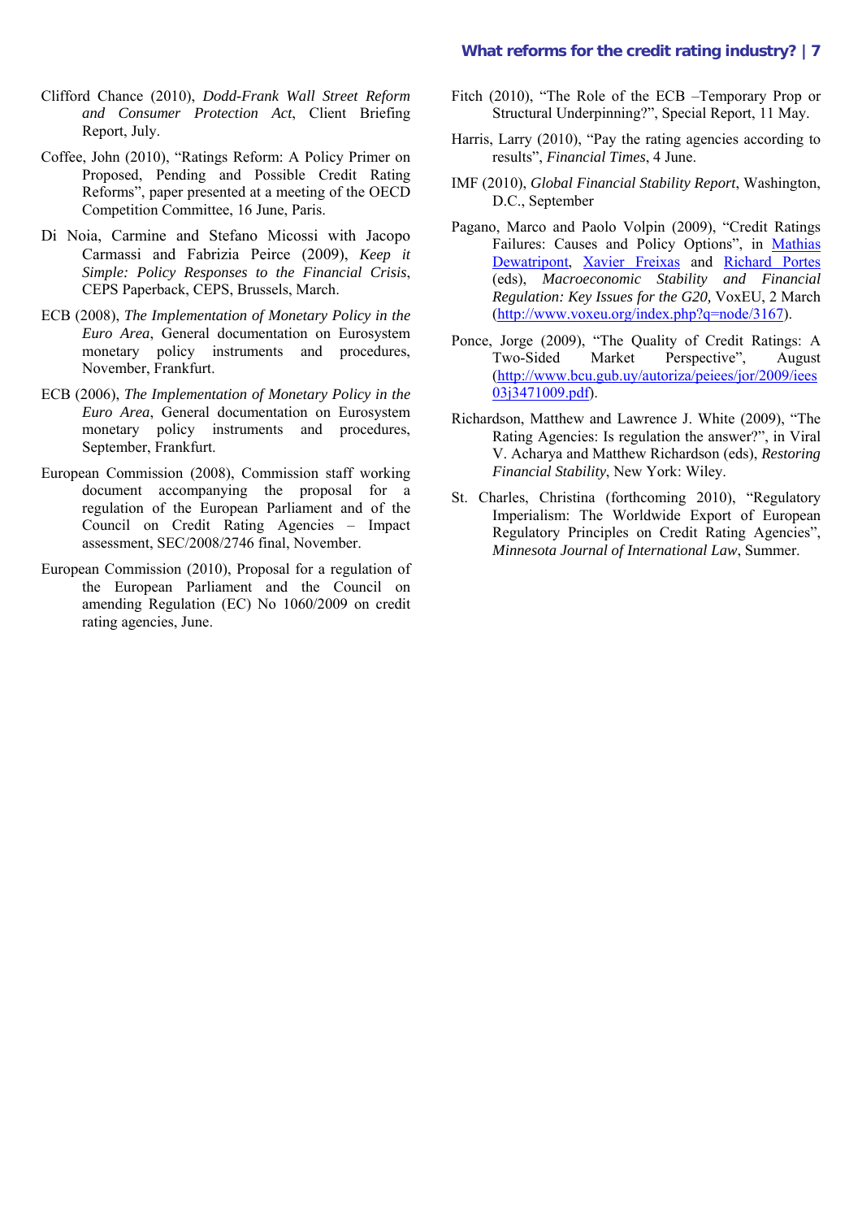Clifford Chance (2010), *Dodd-Frank Wall Street Reform and Consumer Protection Act*, Client Briefing Report, July.

Coffee, John (2010), "Ratings Reform: A Policy Primer on Proposed, Pending and Possible Credit Rating Reforms", paper presented at a meeting of the OECD Competition Committee, 16 June, Paris.

Di Noia, Carmine and Stefano Micossi with Jacopo Carmassi and Fabrizia Peirce (2009), *Keep it Simple: Policy Responses to the Financial Crisis*, CEPS Paperback, CEPS, Brussels, March.

ECB (2008), *The Implementation of Monetary Policy in the Euro Area*, General documentation on Eurosystem monetary policy instruments and procedures, November, Frankfurt.

ECB (2006), *The Implementation of Monetary Policy in the Euro Area*, General documentation on Eurosystem monetary policy instruments and procedures, September, Frankfurt.

European Commission (2008), Commission staff working document accompanying the proposal for a regulation of the European Parliament and of the Council on Credit Rating Agencies – Impact assessment, SEC/2008/2746 final, November.

European Commission (2010), Proposal for a regulation of the European Parliament and the Council on amending Regulation (EC) No 1060/2009 on credit rating agencies, June.

Fitch (2010), "The Role of the ECB –Temporary Prop or Structural Underpinning?", Special Report, 11 May.

Harris, Larry (2010), "Pay the rating agencies according to results", *Financial Times*, 4 June.

IMF (2010), *Global Financial Stability Report*, Washington, D.C., September

Pagano, Marco and Paolo Volpin (2009), "Credit Ratings Failures: Causes and Policy Options", in Mathias Dewatripont, Xavier Freixas and Richard Portes (eds), *Macroeconomic Stability and Financial Regulation: Key Issues for the G20,* VoxEU, 2 March (http://www.voxeu.org/index.php?q=node/3167).

Ponce, Jorge (2009), "The Quality of Credit Ratings: A Two-Sided Market Perspective", August (http://www.bcu.gub.uy/autoriza/peiees/jor/2009/iees03j3471009.pdf).

Richardson, Matthew and Lawrence J. White (2009), "The Rating Agencies: Is regulation the answer?", in Viral V. Acharya and Matthew Richardson (eds), *Restoring Financial Stability*, New York: Wiley.

St. Charles, Christina (forthcoming 2010), "Regulatory Imperialism: The Worldwide Export of European Regulatory Principles on Credit Rating Agencies", *Minnesota Journal of International Law*, Summer.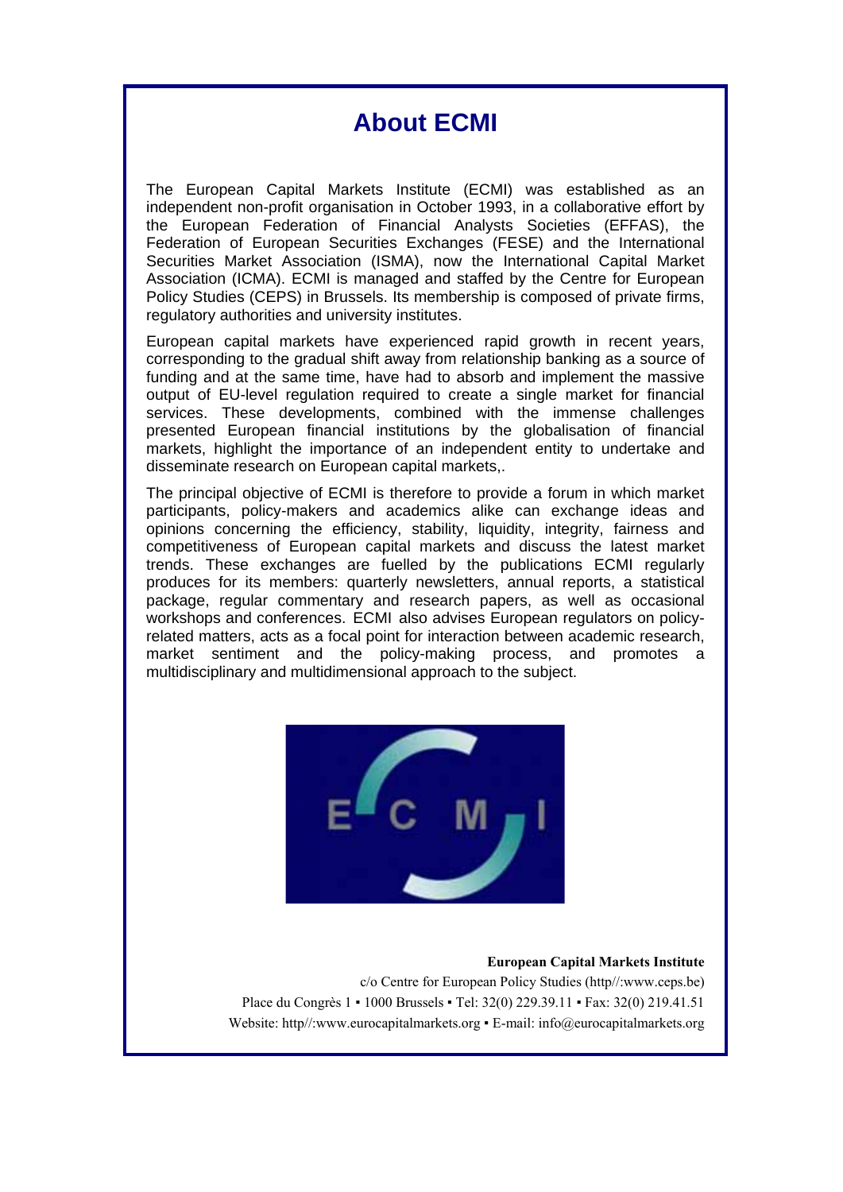# About ECMI

The European Capital Markets Institute (ECMI) was established as an independent non-profit organisation in October 1993, in a collaborative effort by the European Federation of Financial Analysts Societies (EFFAS), the Federation of European Securities Exchanges (FESE) and the International Securities Market Association (ISMA), now the International Capital Market Association (ICMA). ECMI is managed and staffed by the Centre for European Policy Studies (CEPS) in Brussels. Its membership is composed of private firms, regulatory authorities and university institutes.

European capital markets have experienced rapid growth in recent years, corresponding to the gradual shift away from relationship banking as a source of funding and at the same time, have had to absorb and implement the massive output of EU-level regulation required to create a single market for financial services. These developments, combined with the immense challenges presented European financial institutions by the globalisation of financial markets, highlight the importance of an independent entity to undertake and disseminate research on European capital markets,.

The principal objective of ECMI is therefore to provide a forum in which market participants, policy-makers and academics alike can exchange ideas and opinions concerning the efficiency, stability, liquidity, integrity, fairness and competitiveness of European capital markets and discuss the latest market trends. These exchanges are fuelled by the publications ECMI regularly produces for its members: quarterly newsletters, annual reports, a statistical package, regular commentary and research papers, as well as occasional workshops and conferences. ECMI also advises European regulators on policy-related matters, acts as a focal point for interaction between academic research, market sentiment and the policy-making process, and promotes a multidisciplinary and multidimensional approach to the subject.

**European Capital Markets Institute**

c/o Centre for European Policy Studies (http//:www.ceps.be)

Place du Congrès 1 ▪ 1000 Brussels ▪ Tel: 32(0) 229.39.11 ▪ Fax: 32(0) 219.41.51

Website: http//:www.eurocapitalmarkets.org ▪ E-mail: info@eurocapitalmarkets.org